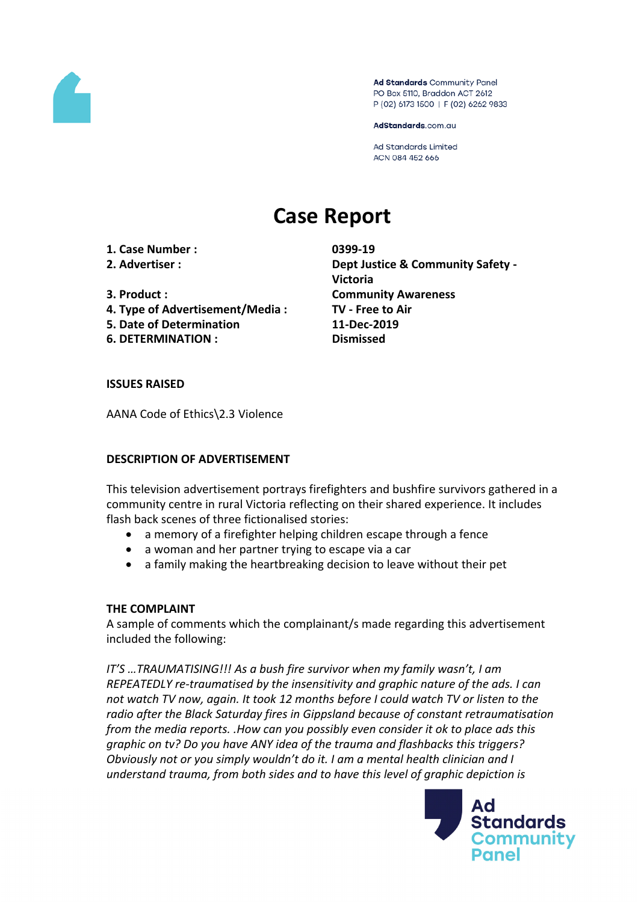Ad Standards Community Panel
PO Box 5110, Braddon ACT 2612
P (02) 6173 1500 | F (02) 6262 9833

AdStandards.com.au

Ad Standards Limited
ACN 084 452 666

# Case Report

| | |
|---|---|
| **1. Case Number :** | **0399-19** |
| **2. Advertiser :** | **Dept Justice & Community Safety - Victoria** |
| **3. Product :** | **Community Awareness** |
| **4. Type of Advertisement/Media :** | **TV - Free to Air** |
| **5. Date of Determination** | **11-Dec-2019** |
| **6. DETERMINATION :** | **Dismissed** |

**ISSUES RAISED**

AANA Code of Ethics\2.3 Violence

**DESCRIPTION OF ADVERTISEMENT**

This television advertisement portrays firefighters and bushfire survivors gathered in a community centre in rural Victoria reflecting on their shared experience. It includes flash back scenes of three fictionalised stories:

- a memory of a firefighter helping children escape through a fence
- a woman and her partner trying to escape via a car
- a family making the heartbreaking decision to leave without their pet

**THE COMPLAINT**

A sample of comments which the complainant/s made regarding this advertisement included the following:

*IT'S …TRAUMATISING!!! As a bush fire survivor when my family wasn't, I am REPEATEDLY re-traumatised by the insensitivity and graphic nature of the ads. I can not watch TV now, again. It took 12 months before I could watch TV or listen to the radio after the Black Saturday fires in Gippsland because of constant retraumatisation from the media reports. .How can you possibly even consider it ok to place ads this graphic on tv? Do you have ANY idea of the trauma and flashbacks this triggers? Obviously not or you simply wouldn't do it. I am a mental health clinician and I understand trauma, from both sides and to have this level of graphic depiction is*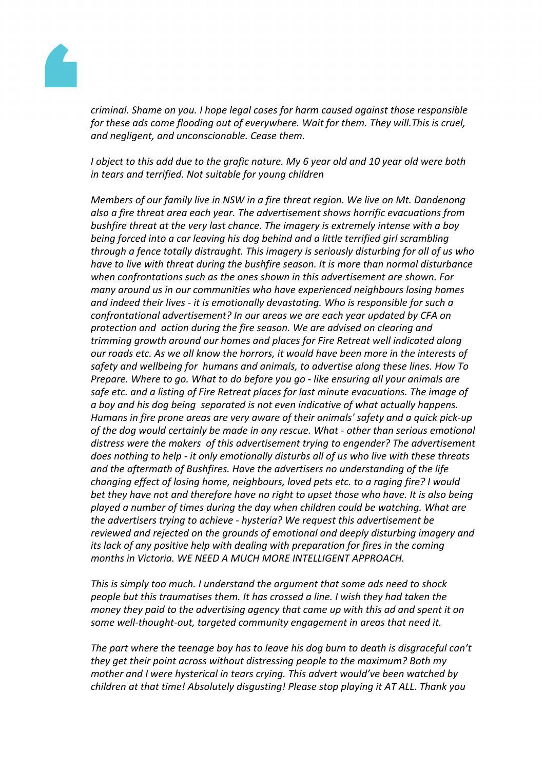*criminal. Shame on you. I hope legal cases for harm caused against those responsible for these ads come flooding out of everywhere. Wait for them. They will.This is cruel, and negligent, and unconscionable. Cease them.*

*I object to this add due to the grafic nature. My 6 year old and 10 year old were both in tears and terrified. Not suitable for young children*

*Members of our family live in NSW in a fire threat region. We live on Mt. Dandenong also a fire threat area each year. The advertisement shows horrific evacuations from bushfire threat at the very last chance. The imagery is extremely intense with a boy being forced into a car leaving his dog behind and a little terrified girl scrambling through a fence totally distraught. This imagery is seriously disturbing for all of us who have to live with threat during the bushfire season. It is more than normal disturbance when confrontations such as the ones shown in this advertisement are shown. For many around us in our communities who have experienced neighbours losing homes and indeed their lives - it is emotionally devastating. Who is responsible for such a confrontational advertisement? In our areas we are each year updated by CFA on protection and action during the fire season. We are advised on clearing and trimming growth around our homes and places for Fire Retreat well indicated along our roads etc. As we all know the horrors, it would have been more in the interests of safety and wellbeing for humans and animals, to advertise along these lines. How To Prepare. Where to go. What to do before you go - like ensuring all your animals are safe etc. and a listing of Fire Retreat places for last minute evacuations. The image of a boy and his dog being separated is not even indicative of what actually happens. Humans in fire prone areas are very aware of their animals' safety and a quick pick-up of the dog would certainly be made in any rescue. What - other than serious emotional distress were the makers of this advertisement trying to engender? The advertisement does nothing to help - it only emotionally disturbs all of us who live with these threats and the aftermath of Bushfires. Have the advertisers no understanding of the life changing effect of losing home, neighbours, loved pets etc. to a raging fire? I would bet they have not and therefore have no right to upset those who have. It is also being played a number of times during the day when children could be watching. What are the advertisers trying to achieve - hysteria? We request this advertisement be reviewed and rejected on the grounds of emotional and deeply disturbing imagery and its lack of any positive help with dealing with preparation for fires in the coming months in Victoria. WE NEED A MUCH MORE INTELLIGENT APPROACH.*

*This is simply too much. I understand the argument that some ads need to shock people but this traumatises them. It has crossed a line. I wish they had taken the money they paid to the advertising agency that came up with this ad and spent it on some well-thought-out, targeted community engagement in areas that need it.*

*The part where the teenage boy has to leave his dog burn to death is disgraceful can't they get their point across without distressing people to the maximum? Both my mother and I were hysterical in tears crying. This advert would've been watched by children at that time! Absolutely disgusting! Please stop playing it AT ALL. Thank you*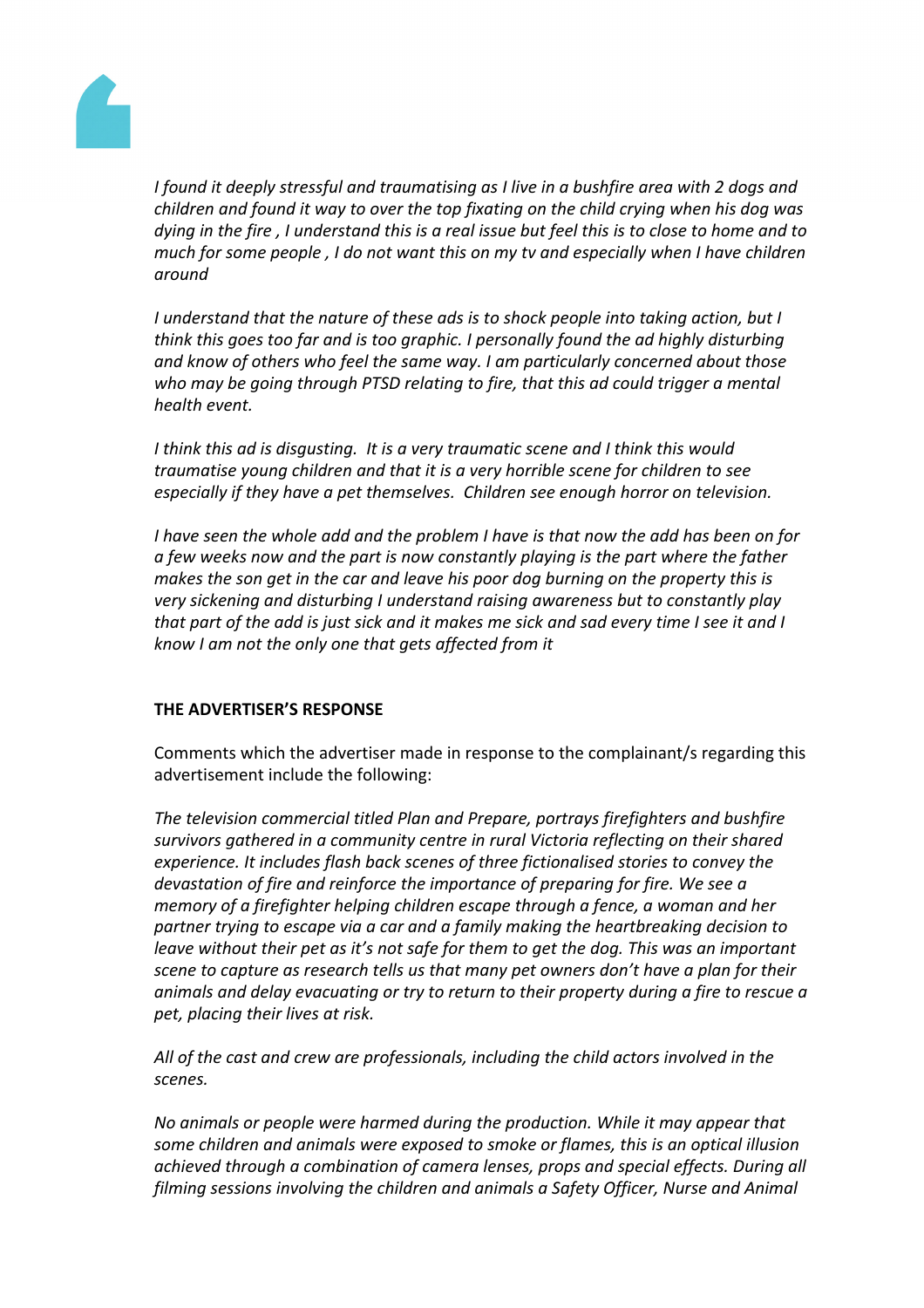*I found it deeply stressful and traumatising as I live in a bushfire area with 2 dogs and children and found it way to over the top fixating on the child crying when his dog was dying in the fire , I understand this is a real issue but feel this is to close to home and to much for some people , I do not want this on my tv and especially when I have children around*

*I understand that the nature of these ads is to shock people into taking action, but I think this goes too far and is too graphic. I personally found the ad highly disturbing and know of others who feel the same way. I am particularly concerned about those who may be going through PTSD relating to fire, that this ad could trigger a mental health event.*

*I think this ad is disgusting. It is a very traumatic scene and I think this would traumatise young children and that it is a very horrible scene for children to see especially if they have a pet themselves. Children see enough horror on television.*

*I have seen the whole add and the problem I have is that now the add has been on for a few weeks now and the part is now constantly playing is the part where the father makes the son get in the car and leave his poor dog burning on the property this is very sickening and disturbing I understand raising awareness but to constantly play that part of the add is just sick and it makes me sick and sad every time I see it and I know I am not the only one that gets affected from it*

**THE ADVERTISER'S RESPONSE**

Comments which the advertiser made in response to the complainant/s regarding this advertisement include the following:

*The television commercial titled Plan and Prepare, portrays firefighters and bushfire survivors gathered in a community centre in rural Victoria reflecting on their shared experience. It includes flash back scenes of three fictionalised stories to convey the devastation of fire and reinforce the importance of preparing for fire. We see a memory of a firefighter helping children escape through a fence, a woman and her partner trying to escape via a car and a family making the heartbreaking decision to leave without their pet as it's not safe for them to get the dog. This was an important scene to capture as research tells us that many pet owners don't have a plan for their animals and delay evacuating or try to return to their property during a fire to rescue a pet, placing their lives at risk.*

*All of the cast and crew are professionals, including the child actors involved in the scenes.*

*No animals or people were harmed during the production. While it may appear that some children and animals were exposed to smoke or flames, this is an optical illusion achieved through a combination of camera lenses, props and special effects. During all filming sessions involving the children and animals a Safety Officer, Nurse and Animal*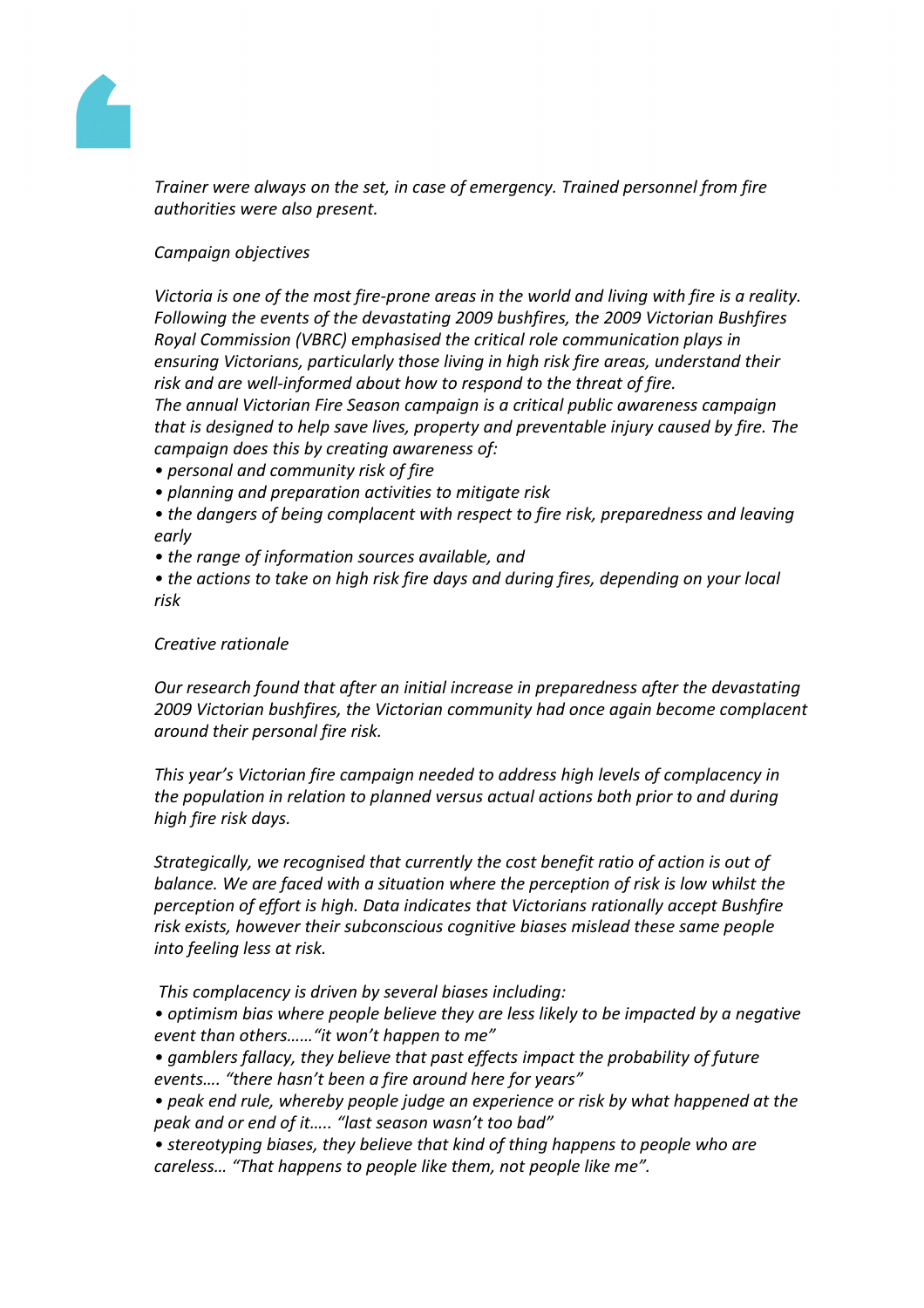*Trainer were always on the set, in case of emergency. Trained personnel from fire authorities were also present.*

*Campaign objectives*

*Victoria is one of the most fire-prone areas in the world and living with fire is a reality. Following the events of the devastating 2009 bushfires, the 2009 Victorian Bushfires Royal Commission (VBRC) emphasised the critical role communication plays in ensuring Victorians, particularly those living in high risk fire areas, understand their risk and are well-informed about how to respond to the threat of fire.*
*The annual Victorian Fire Season campaign is a critical public awareness campaign that is designed to help save lives, property and preventable injury caused by fire. The campaign does this by creating awareness of:*

- *personal and community risk of fire*
- *planning and preparation activities to mitigate risk*
- *the dangers of being complacent with respect to fire risk, preparedness and leaving early*
- *the range of information sources available, and*
- *the actions to take on high risk fire days and during fires, depending on your local risk*

*Creative rationale*

*Our research found that after an initial increase in preparedness after the devastating 2009 Victorian bushfires, the Victorian community had once again become complacent around their personal fire risk.*

*This year's Victorian fire campaign needed to address high levels of complacency in the population in relation to planned versus actual actions both prior to and during high fire risk days.*

*Strategically, we recognised that currently the cost benefit ratio of action is out of balance. We are faced with a situation where the perception of risk is low whilst the perception of effort is high. Data indicates that Victorians rationally accept Bushfire risk exists, however their subconscious cognitive biases mislead these same people into feeling less at risk.*

*This complacency is driven by several biases including:*

- *optimism bias where people believe they are less likely to be impacted by a negative event than others……"it won't happen to me"*
- *gamblers fallacy, they believe that past effects impact the probability of future events…. "there hasn't been a fire around here for years"*
- *peak end rule, whereby people judge an experience or risk by what happened at the peak and or end of it….. "last season wasn't too bad"*
- *stereotyping biases, they believe that kind of thing happens to people who are careless… "That happens to people like them, not people like me".*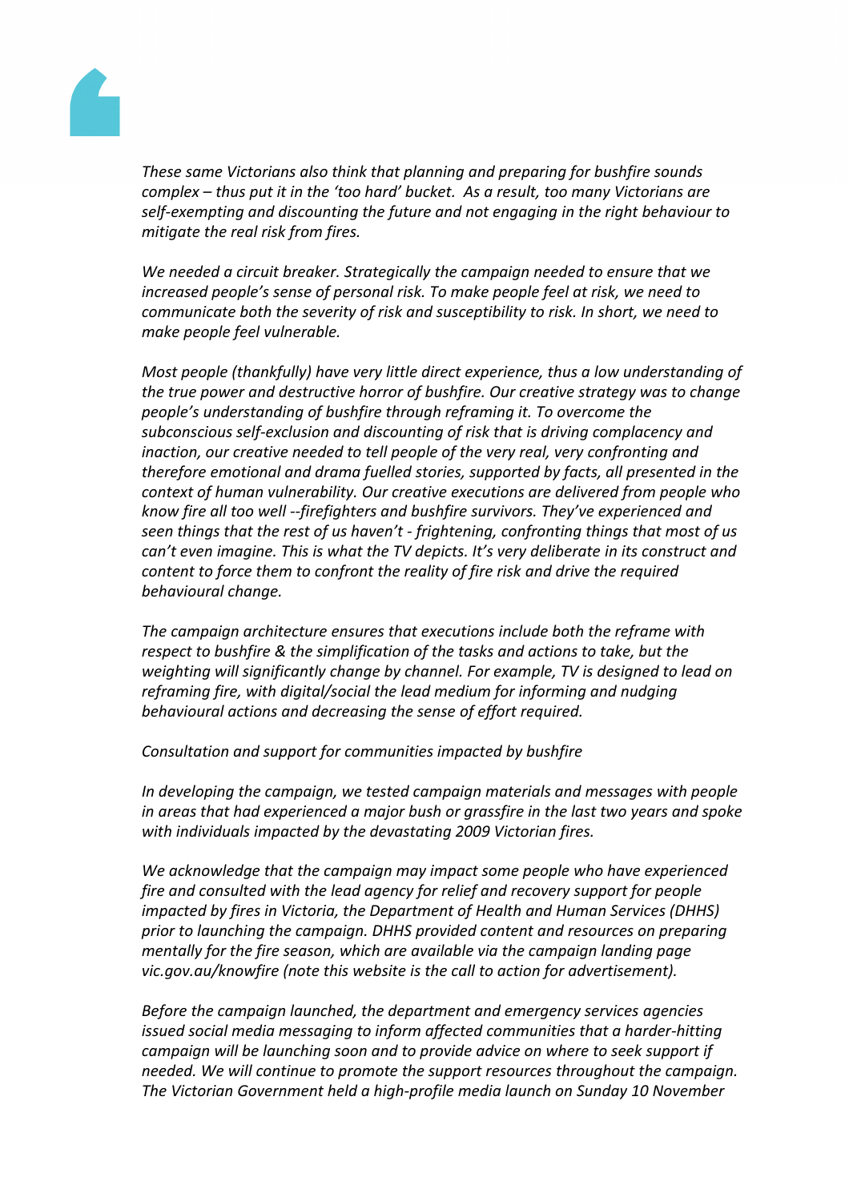*These same Victorians also think that planning and preparing for bushfire sounds complex – thus put it in the 'too hard' bucket. As a result, too many Victorians are self-exempting and discounting the future and not engaging in the right behaviour to mitigate the real risk from fires.*

*We needed a circuit breaker. Strategically the campaign needed to ensure that we increased people's sense of personal risk. To make people feel at risk, we need to communicate both the severity of risk and susceptibility to risk. In short, we need to make people feel vulnerable.*

*Most people (thankfully) have very little direct experience, thus a low understanding of the true power and destructive horror of bushfire. Our creative strategy was to change people's understanding of bushfire through reframing it. To overcome the subconscious self-exclusion and discounting of risk that is driving complacency and inaction, our creative needed to tell people of the very real, very confronting and therefore emotional and drama fuelled stories, supported by facts, all presented in the context of human vulnerability. Our creative executions are delivered from people who know fire all too well --firefighters and bushfire survivors. They've experienced and seen things that the rest of us haven't - frightening, confronting things that most of us can't even imagine. This is what the TV depicts. It's very deliberate in its construct and content to force them to confront the reality of fire risk and drive the required behavioural change.*

*The campaign architecture ensures that executions include both the reframe with respect to bushfire & the simplification of the tasks and actions to take, but the weighting will significantly change by channel. For example, TV is designed to lead on reframing fire, with digital/social the lead medium for informing and nudging behavioural actions and decreasing the sense of effort required.*

*Consultation and support for communities impacted by bushfire*

*In developing the campaign, we tested campaign materials and messages with people in areas that had experienced a major bush or grassfire in the last two years and spoke with individuals impacted by the devastating 2009 Victorian fires.*

*We acknowledge that the campaign may impact some people who have experienced fire and consulted with the lead agency for relief and recovery support for people impacted by fires in Victoria, the Department of Health and Human Services (DHHS) prior to launching the campaign. DHHS provided content and resources on preparing mentally for the fire season, which are available via the campaign landing page vic.gov.au/knowfire (note this website is the call to action for advertisement).*

*Before the campaign launched, the department and emergency services agencies issued social media messaging to inform affected communities that a harder-hitting campaign will be launching soon and to provide advice on where to seek support if needed. We will continue to promote the support resources throughout the campaign. The Victorian Government held a high-profile media launch on Sunday 10 November*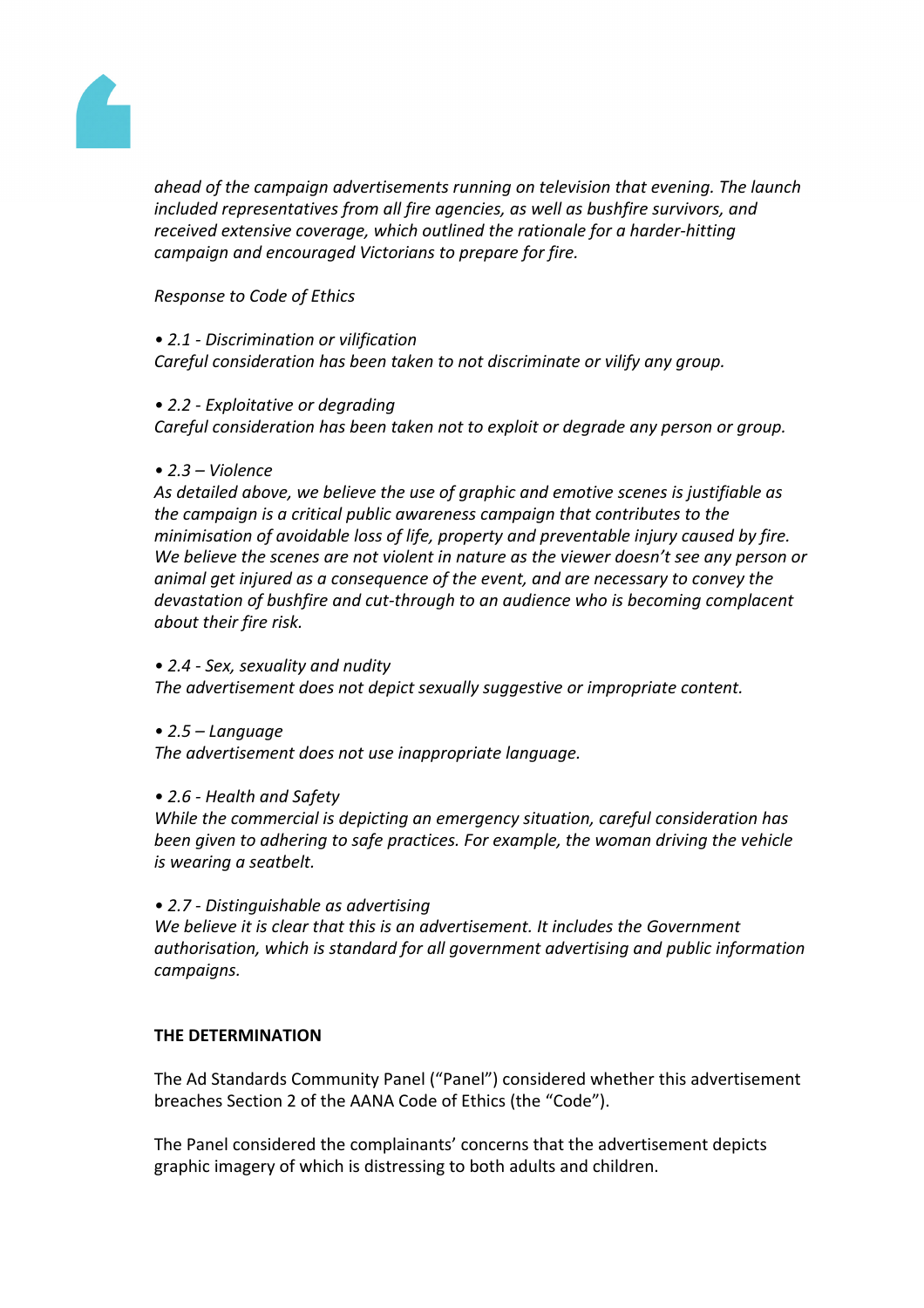*ahead of the campaign advertisements running on television that evening. The launch included representatives from all fire agencies, as well as bushfire survivors, and received extensive coverage, which outlined the rationale for a harder-hitting campaign and encouraged Victorians to prepare for fire.*

*Response to Code of Ethics*

*• 2.1 - Discrimination or vilification*
*Careful consideration has been taken to not discriminate or vilify any group.*

*• 2.2 - Exploitative or degrading*
*Careful consideration has been taken not to exploit or degrade any person or group.*

*• 2.3 – Violence*
*As detailed above, we believe the use of graphic and emotive scenes is justifiable as the campaign is a critical public awareness campaign that contributes to the minimisation of avoidable loss of life, property and preventable injury caused by fire. We believe the scenes are not violent in nature as the viewer doesn't see any person or animal get injured as a consequence of the event, and are necessary to convey the devastation of bushfire and cut-through to an audience who is becoming complacent about their fire risk.*

*• 2.4 - Sex, sexuality and nudity*
*The advertisement does not depict sexually suggestive or impropriate content.*

*• 2.5 – Language*
*The advertisement does not use inappropriate language.*

*• 2.6 - Health and Safety*
*While the commercial is depicting an emergency situation, careful consideration has been given to adhering to safe practices. For example, the woman driving the vehicle is wearing a seatbelt.*

*• 2.7 - Distinguishable as advertising*
*We believe it is clear that this is an advertisement. It includes the Government authorisation, which is standard for all government advertising and public information campaigns.*

**THE DETERMINATION**

The Ad Standards Community Panel ("Panel") considered whether this advertisement breaches Section 2 of the AANA Code of Ethics (the "Code").

The Panel considered the complainants' concerns that the advertisement depicts graphic imagery of which is distressing to both adults and children.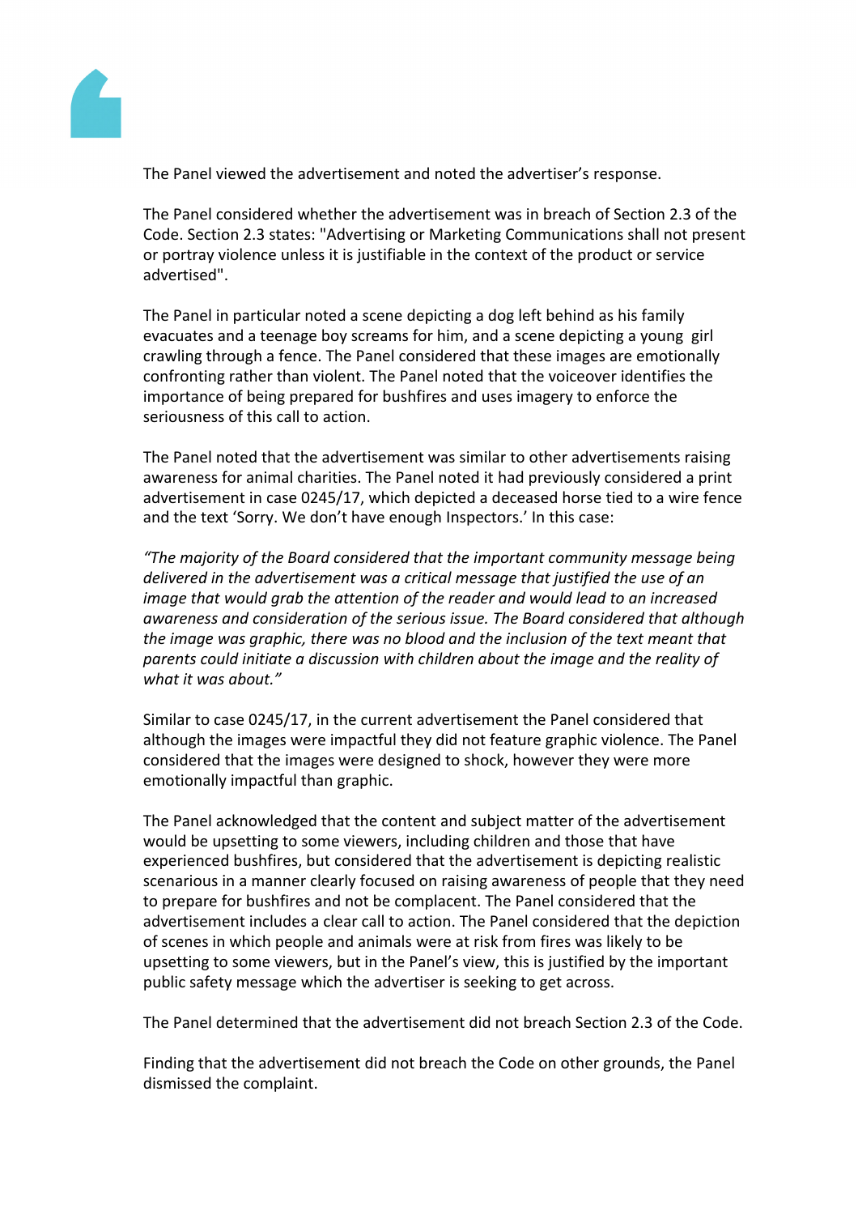The Panel viewed the advertisement and noted the advertiser's response.

The Panel considered whether the advertisement was in breach of Section 2.3 of the Code. Section 2.3 states: "Advertising or Marketing Communications shall not present or portray violence unless it is justifiable in the context of the product or service advertised".

The Panel in particular noted a scene depicting a dog left behind as his family evacuates and a teenage boy screams for him, and a scene depicting a young girl crawling through a fence. The Panel considered that these images are emotionally confronting rather than violent. The Panel noted that the voiceover identifies the importance of being prepared for bushfires and uses imagery to enforce the seriousness of this call to action.

The Panel noted that the advertisement was similar to other advertisements raising awareness for animal charities. The Panel noted it had previously considered a print advertisement in case 0245/17, which depicted a deceased horse tied to a wire fence and the text 'Sorry. We don't have enough Inspectors.' In this case:

*"The majority of the Board considered that the important community message being delivered in the advertisement was a critical message that justified the use of an image that would grab the attention of the reader and would lead to an increased awareness and consideration of the serious issue. The Board considered that although the image was graphic, there was no blood and the inclusion of the text meant that parents could initiate a discussion with children about the image and the reality of what it was about."*

Similar to case 0245/17, in the current advertisement the Panel considered that although the images were impactful they did not feature graphic violence. The Panel considered that the images were designed to shock, however they were more emotionally impactful than graphic.

The Panel acknowledged that the content and subject matter of the advertisement would be upsetting to some viewers, including children and those that have experienced bushfires, but considered that the advertisement is depicting realistic scenarious in a manner clearly focused on raising awareness of people that they need to prepare for bushfires and not be complacent. The Panel considered that the advertisement includes a clear call to action. The Panel considered that the depiction of scenes in which people and animals were at risk from fires was likely to be upsetting to some viewers, but in the Panel's view, this is justified by the important public safety message which the advertiser is seeking to get across.

The Panel determined that the advertisement did not breach Section 2.3 of the Code.

Finding that the advertisement did not breach the Code on other grounds, the Panel dismissed the complaint.